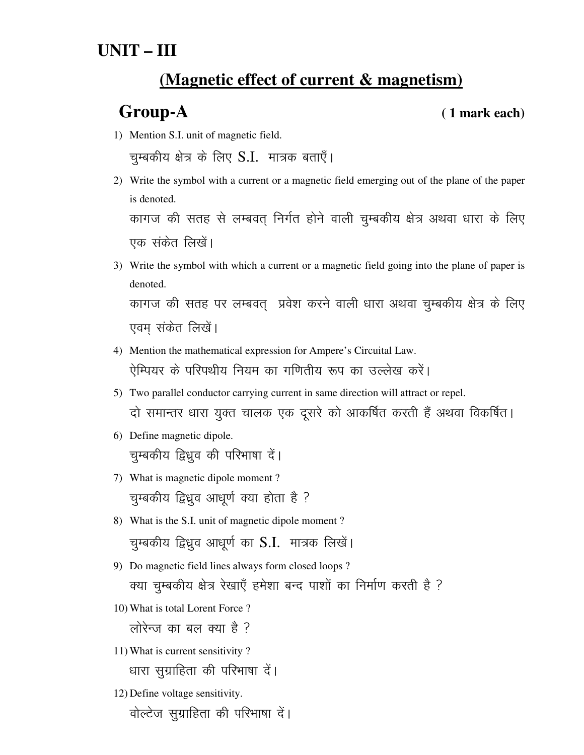# UNIT – III

## (Magnetic effect of current & magnetism)

## Group-A ( 1 mark each)

1) Mention S.I. unit of magnetic field.
   चुम्बकीय क्षेत्र के लिए S.I. मात्रक बताएँ।

2) Write the symbol with a current or a magnetic field emerging out of the plane of the paper is denoted.
   कागज की सतह से लम्बवत् निर्गत होने वाली चुम्बकीय क्षेत्र अथवा धारा के लिए एक संकेत लिखें।

3) Write the symbol with which a current or a magnetic field going into the plane of paper is denoted.
   कागज की सतह पर लम्बवत् प्रवेश करने वाली धारा अथवा चुम्बकीय क्षेत्र के लिए एवम् संकेत लिखें।

4) Mention the mathematical expression for Ampere's Circuital Law.
   ऐम्पियर के परिपथीय नियम का गणितीय रूप का उल्लेख करें।

5) Two parallel conductor carrying current in same direction will attract or repel.
   दो समान्तर धारा युक्त चालक एक दूसरे को आकर्षित करती हैं अथवा विकर्षित।

6) Define magnetic dipole.
   चुम्बकीय द्विध्रुव की परिभाषा दें।

7) What is magnetic dipole moment ?
   चुम्बकीय द्विध्रुव आधूर्ण क्या होता है ?

8) What is the S.I. unit of magnetic dipole moment ?
   चुम्बकीय द्विध्रुव आधूर्ण का S.I. मात्रक लिखें।

9) Do magnetic field lines always form closed loops ?
   क्या चुम्बकीय क्षेत्र रेखाएँ हमेशा बन्द पाशों का निर्माण करती है ?

10) What is total Lorent Force ?
    लोरेन्ज का बल क्या है ?

11) What is current sensitivity ?
    धारा सुग्राहिता की परिभाषा दें।

12) Define voltage sensitivity.
    वोल्टेज सुग्राहिता की परिभाषा दें।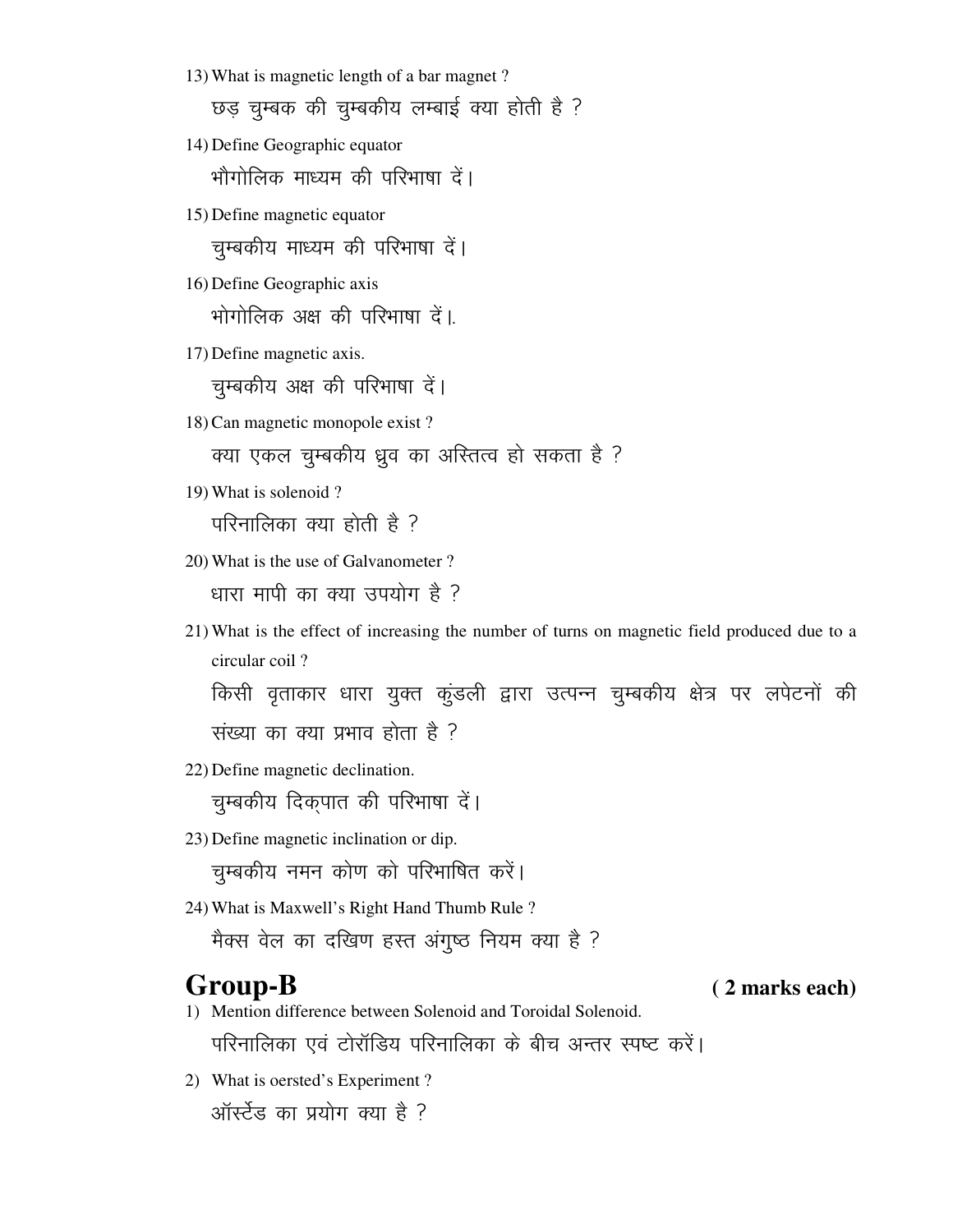13) What is magnetic length of a bar magnet ?

छड़ चुम्बक की चुम्बकीय लम्बाई क्या होती है ?

14) Define Geographic equator

भौगोलिक माध्यम की परिभाषा दें।

15) Define magnetic equator

चुम्बकीय माध्यम की परिभाषा दें।

16) Define Geographic axis

भोगोलिक अक्ष की परिभाषा दें।.

17) Define magnetic axis.

चुम्बकीय अक्ष की परिभाषा दें।

18) Can magnetic monopole exist ?

क्या एकल चुम्बकीय ध्रुव का अस्तित्व हो सकता है ?

19) What is solenoid ?

परिनालिका क्या होती है ?

20) What is the use of Galvanometer ?

धारा मापी का क्या उपयोग है ?

21) What is the effect of increasing the number of turns on magnetic field produced due to a circular coil ?

किसी वृताकार धारा युक्त कुंडली द्वारा उत्पन्न चुम्बकीय क्षेत्र पर लपेटनों की संख्या का क्या प्रभाव होता है ?

22) Define magnetic declination.

चुम्बकीय दिक्पात की परिभाषा दें।

23) Define magnetic inclination or dip.

चुम्बकीय नमन कोण को परिभाषित करें।

24) What is Maxwell's Right Hand Thumb Rule ?

मैक्स वेल का दखिण हस्त अंगुष्ठ नियम क्या है ?

## Group-B **( 2 marks each)**

1) Mention difference between Solenoid and Toroidal Solenoid.

परिनालिका एवं टोरॉडिय परिनालिका के बीच अन्तर स्पष्ट करें।

2) What is oersted's Experiment ?

ऑर्स्टेड का प्रयोग क्या है ?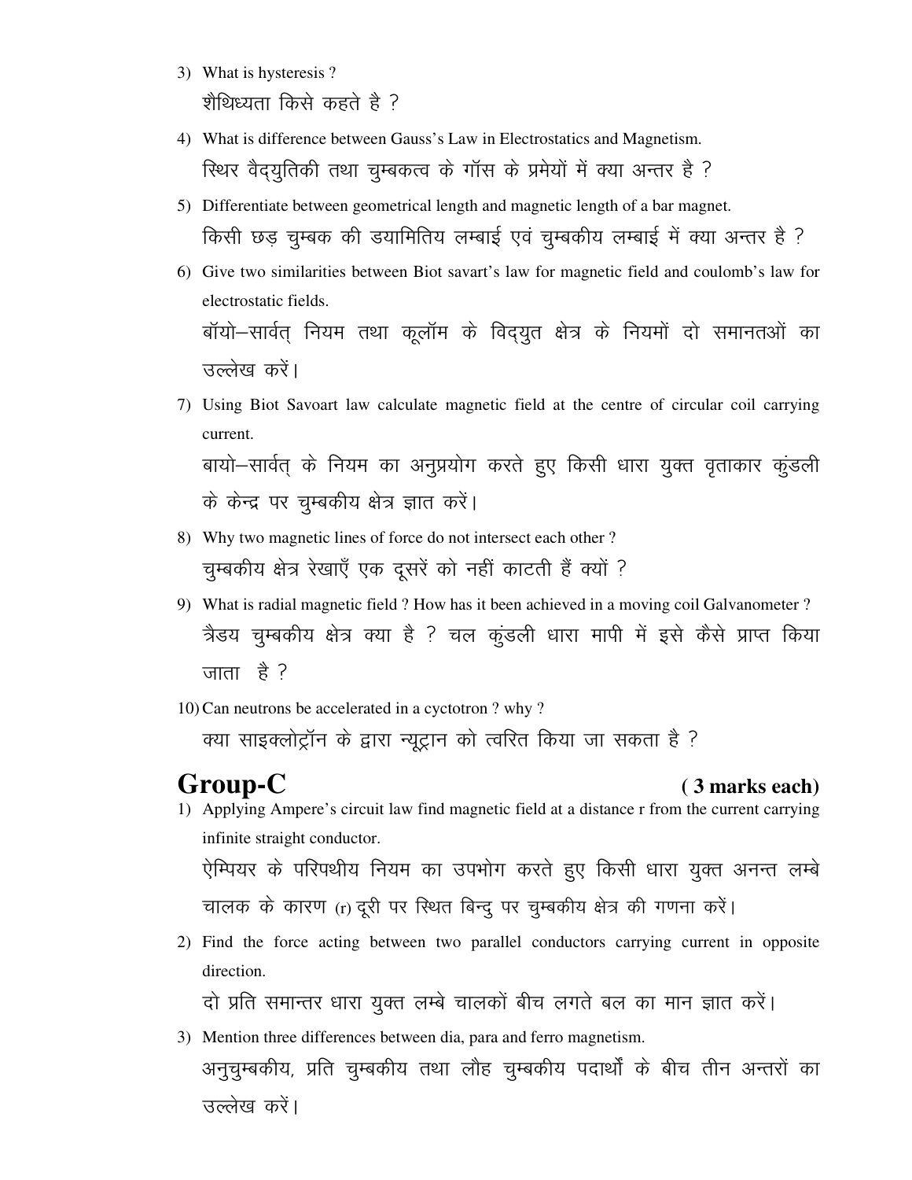3) What is hysteresis ?

   शैथिध्यता किसे कहते है ?

4) What is difference between Gauss's Law in Electrostatics and Magnetism.

   स्थिर वैद्युतिकी तथा चुम्बकत्व के गॉस के प्रमेयों में क्या अन्तर है ?

5) Differentiate between geometrical length and magnetic length of a bar magnet.

   किसी छड़ चुम्बक की डयामितिय लम्बाई एवं चुम्बकीय लम्बाई में क्या अन्तर है ?

6) Give two similarities between Biot savart's law for magnetic field and coulomb's law for electrostatic fields.

   बॉयो–सार्वत् नियम तथा कूलॉम के विद्युत क्षेत्र के नियमों दो समानतओं का उल्लेख करें।

7) Using Biot Savoart law calculate magnetic field at the centre of circular coil carrying current.

   बायो–सार्वत् के नियम का अनुप्रयोग करते हुए किसी धारा युक्त वृताकार कुंडली के केन्द्र पर चुम्बकीय क्षेत्र ज्ञात करें।

8) Why two magnetic lines of force do not intersect each other ?

   चुम्बकीय क्षेत्र रेखाएँ एक दूसरें को नहीं काटती हैं क्यों ?

9) What is radial magnetic field ? How has it been achieved in a moving coil Galvanometer ?

   त्रैडय चुम्बकीय क्षेत्र क्या है ? चल कुंडली धारा मापी में इसे कैसे प्राप्त किया जाता है ?

10) Can neutrons be accelerated in a cyclotron ? why ?

    क्या साइक्लोट्रॉन के द्वारा न्यूट्रान को त्वरित किया जा सकता है ?

## Group-C **( 3 marks each)**

1) Applying Ampere's circuit law find magnetic field at a distance r from the current carrying infinite straight conductor.

   ऐम्पियर के परिपथीय नियम का उपभोग करते हुए किसी धारा युक्त अनन्त लम्बे चालक के कारण (r) दूरी पर स्थित बिन्दु पर चुम्बकीय क्षेत्र की गणना करें।

2) Find the force acting between two parallel conductors carrying current in opposite direction.

   दो प्रति समान्तर धारा युक्त लम्बे चालकों बीच लगते बल का मान ज्ञात करें।

3) Mention three differences between dia, para and ferro magnetism.

   अनुचुम्बकीय, प्रति चुम्बकीय तथा लौह चुम्बकीय पदार्थों के बीच तीन अन्तरों का उल्लेख करें।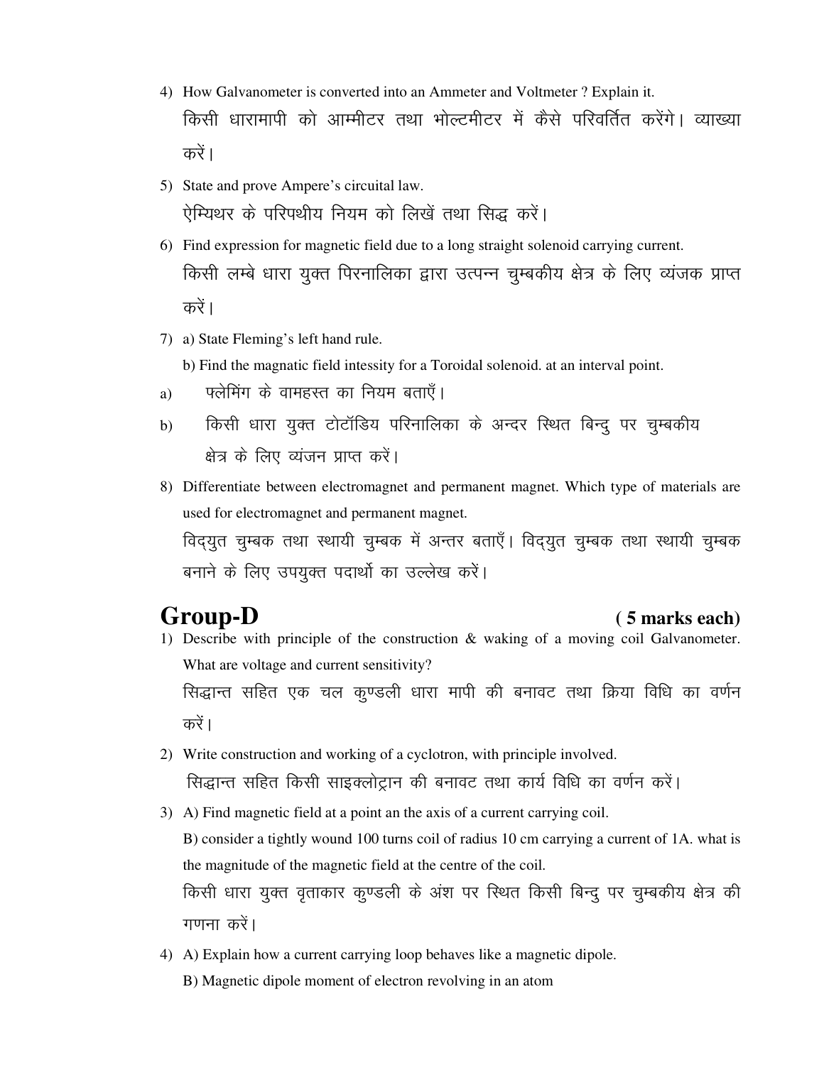4) How Galvanometer is converted into an Ammeter and Voltmeter ? Explain it.

किसी धारामापी को आम्मीटर तथा भोल्टमीटर में कैसे परिवर्तित करेंगे। व्याख्या करें।

5) State and prove Ampere's circuital law.

ऐम्पियर के परिपथीय नियम को लिखें तथा सिद्ध करें।

6) Find expression for magnetic field due to a long straight solenoid carrying current.

किसी लम्बे धारा युक्त पिरनालिका द्वारा उत्पन्न चुम्बकीय क्षेत्र के लिए व्यंजक प्राप्त करें।

7) a) State Fleming's left hand rule.

b) Find the magnatic field intessity for a Toroidal solenoid. at an interval point.

a) फ्लेमिंग के वामहस्त का नियम बताएँ।

b) किसी धारा युक्त टोटॉडिय परिनालिका के अन्दर स्थित बिन्दु पर चुम्बकीय क्षेत्र के लिए व्यंजन प्राप्त करें।

8) Differentiate between electromagnet and permanent magnet. Which type of materials are used for electromagnet and permanent magnet.

विद्युत चुम्बक तथा स्थायी चुम्बक में अन्तर बताएँ। विद्युत चुम्बक तथा स्थायी चुम्बक बनाने के लिए उपयुक्त पदार्थो का उल्लेख करें।

## Group-D **( 5 marks each)**

1) Describe with principle of the construction & waking of a moving coil Galvanometer. What are voltage and current sensitivity?

सिद्धान्त सहित एक चल कुण्डली धारा मापी की बनावट तथा क्रिया विधि का वर्णन करें।

2) Write construction and working of a cyclotron, with principle involved.

सिद्धान्त सहित किसी साइक्लोट्रान की बनावट तथा कार्य विधि का वर्णन करें।

3) A) Find magnetic field at a point an the axis of a current carrying coil.

B) consider a tightly wound 100 turns coil of radius 10 cm carrying a current of 1A. what is the magnitude of the magnetic field at the centre of the coil.

किसी धारा युक्त वृताकार कुण्डली के अंश पर स्थित किसी बिन्दु पर चुम्बकीय क्षेत्र की गणना करें।

4) A) Explain how a current carrying loop behaves like a magnetic dipole.

B) Magnetic dipole moment of electron revolving in an atom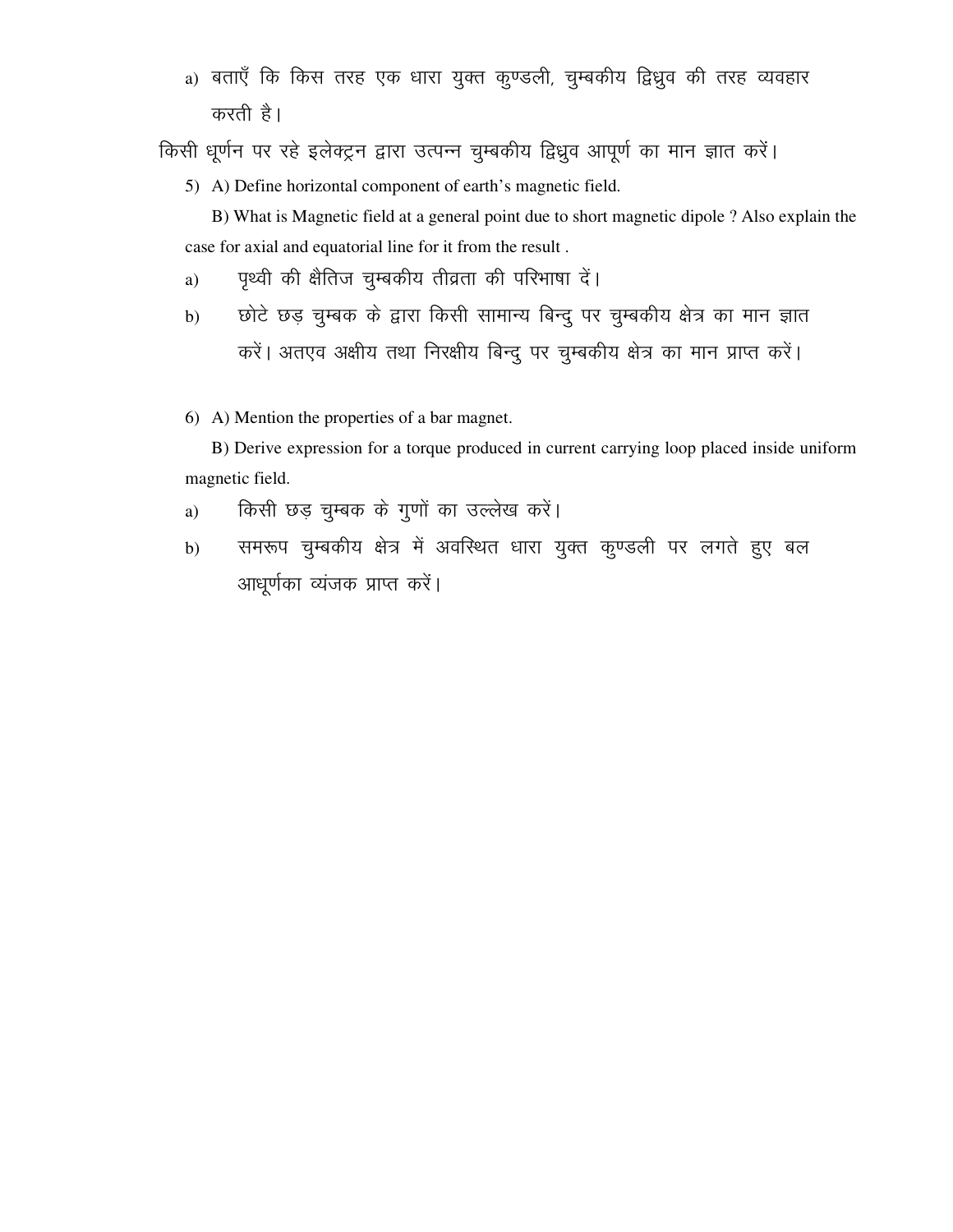a) बताएँ कि किस तरह एक धारा युक्त कुण्डली, चुम्बकीय द्विध्रुव की तरह व्यवहार करती है।

किसी धूर्णन पर रहे इलेक्ट्रन द्वारा उत्पन्न चुम्बकीय द्विध्रुव आपूर्ण का मान ज्ञात करें।

5) A) Define horizontal component of earth's magnetic field.

B) What is Magnetic field at a general point due to short magnetic dipole ? Also explain the case for axial and equatorial line for it from the result .

a) पृथ्वी की क्षैतिज चुम्बकीय तीव्रता की परिभाषा दें।

b) छोटे छड़ चुम्बक के द्वारा किसी सामान्य बिन्दु पर चुम्बकीय क्षेत्र का मान ज्ञात करें। अतएव अक्षीय तथा निरक्षीय बिन्दु पर चुम्बकीय क्षेत्र का मान प्राप्त करें।

6) A) Mention the properties of a bar magnet.

B) Derive expression for a torque produced in current carrying loop placed inside uniform magnetic field.

a) किसी छड़ चुम्बक के गुणों का उल्लेख करें।

b) समरूप चुम्बकीय क्षेत्र में अवस्थित धारा युक्त कुण्डली पर लगते हुए बल आधूर्णका व्यंजक प्राप्त करें।